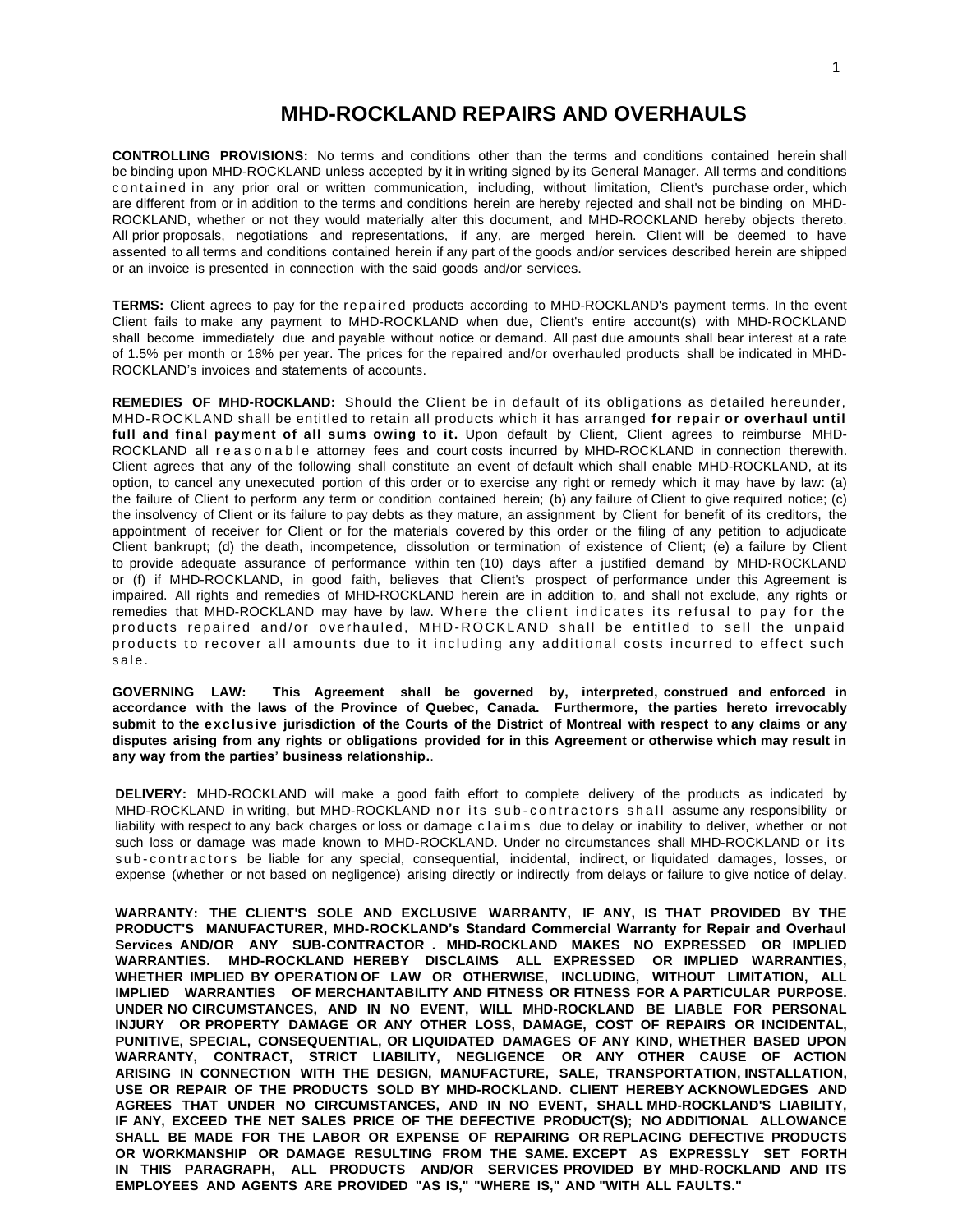# MHD-ROCKLAND REPAIRS AND OVERHAULS

**CONTROLLING PROVISIONS:** No terms and conditions other than the terms and conditions contained herein shall be binding upon MHD-ROCKLAND unless accepted by it in writing signed by its General Manager. All terms and conditions contained in any prior oral or written communication, including, without limitation, Client's purchase order, which are different from or in addition to the terms and conditions herein are hereby rejected and shall not be binding on MHD-ROCKLAND, whether or not they would materially alter this document, and MHD-ROCKLAND hereby objects thereto. All prior proposals, negotiations and representations, if any, are merged herein. Client will be deemed to have assented to all terms and conditions contained herein if any part of the goods and/or services described herein are shipped or an invoice is presented in connection with the said goods and/or services.

**TERMS:** Client agrees to pay for the repaired products according to MHD-ROCKLAND's payment terms. In the event Client fails to make any payment to MHD-ROCKLAND when due, Client's entire account(s) with MHD-ROCKLAND shall become immediately due and payable without notice or demand. All past due amounts shall bear interest at a rate of 1.5% per month or 18% per year. The prices for the repaired and/or overhauled products shall be indicated in MHD-ROCKLAND's invoices and statements of accounts.

**REMEDIES OF MHD-ROCKLAND:** Should the Client be in default of its obligations as detailed hereunder, MHD-ROCKLAND shall be entitled to retain all products which it has arranged **for repair or overhaul until full and final payment of all sums owing to it.** Upon default by Client, Client agrees to reimburse MHD-ROCKLAND all reasonable attorney fees and court costs incurred by MHD-ROCKLAND in connection therewith. Client agrees that any of the following shall constitute an event of default which shall enable MHD-ROCKLAND, at its option, to cancel any unexecuted portion of this order or to exercise any right or remedy which it may have by law: (a) the failure of Client to perform any term or condition contained herein; (b) any failure of Client to give required notice; (c) the insolvency of Client or its failure to pay debts as they mature, an assignment by Client for benefit of its creditors, the appointment of receiver for Client or for the materials covered by this order or the filing of any petition to adjudicate Client bankrupt; (d) the death, incompetence, dissolution or termination of existence of Client; (e) a failure by Client to provide adequate assurance of performance within ten (10) days after a justified demand by MHD-ROCKLAND or (f) if MHD-ROCKLAND, in good faith, believes that Client's prospect of performance under this Agreement is impaired. All rights and remedies of MHD-ROCKLAND herein are in addition to, and shall not exclude, any rights or remedies that MHD-ROCKLAND may have by law. Where the client indicates its refusal to pay for the products repaired and/or overhauled, MHD-ROCKLAND shall be entitled to sell the unpaid products to recover all amounts due to it including any additional costs incurred to effect such sale.

**GOVERNING LAW: This Agreement shall be governed by, interpreted, construed and enforced in accordance with the laws of the Province of Quebec, Canada. Furthermore, the parties hereto irrevocably submit to the exclusive jurisdiction of the Courts of the District of Montreal with respect to any claims or any disputes arising from any rights or obligations provided for in this Agreement or otherwise which may result in any way from the parties' business relationship.**.

**DELIVERY:** MHD-ROCKLAND will make a good faith effort to complete delivery of the products as indicated by MHD-ROCKLAND in writing, but MHD-ROCKLAND nor its sub-contractors shall assume any responsibility or liability with respect to any back charges or loss or damage claims due to delay or inability to deliver, whether or not such loss or damage was made known to MHD-ROCKLAND. Under no circumstances shall MHD-ROCKLAND or its sub-contractors be liable for any special, consequential, incidental, indirect, or liquidated damages, losses, or expense (whether or not based on negligence) arising directly or indirectly from delays or failure to give notice of delay.

**WARRANTY: THE CLIENT'S SOLE AND EXCLUSIVE WARRANTY, IF ANY, IS THAT PROVIDED BY THE PRODUCT'S MANUFACTURER, MHD-ROCKLAND's Standard Commercial Warranty for Repair and Overhaul Services AND/OR ANY SUB-CONTRACTOR . MHD-ROCKLAND MAKES NO EXPRESSED OR IMPLIED WARRANTIES. MHD-ROCKLAND HEREBY DISCLAIMS ALL EXPRESSED OR IMPLIED WARRANTIES, WHETHER IMPLIED BY OPERATION OF LAW OR OTHERWISE, INCLUDING, WITHOUT LIMITATION, ALL IMPLIED WARRANTIES OF MERCHANTABILITY AND FITNESS OR FITNESS FOR A PARTICULAR PURPOSE. UNDER NO CIRCUMSTANCES, AND IN NO EVENT, WILL MHD-ROCKLAND BE LIABLE FOR PERSONAL INJURY OR PROPERTY DAMAGE OR ANY OTHER LOSS, DAMAGE, COST OF REPAIRS OR INCIDENTAL, PUNITIVE, SPECIAL, CONSEQUENTIAL, OR LIQUIDATED DAMAGES OF ANY KIND, WHETHER BASED UPON WARRANTY, CONTRACT, STRICT LIABILITY, NEGLIGENCE OR ANY OTHER CAUSE OF ACTION ARISING IN CONNECTION WITH THE DESIGN, MANUFACTURE, SALE, TRANSPORTATION, INSTALLATION, USE OR REPAIR OF THE PRODUCTS SOLD BY MHD-ROCKLAND. CLIENT HEREBY ACKNOWLEDGES AND AGREES THAT UNDER NO CIRCUMSTANCES, AND IN NO EVENT, SHALL MHD-ROCKLAND'S LIABILITY, IF ANY, EXCEED THE NET SALES PRICE OF THE DEFECTIVE PRODUCT(S); NO ADDITIONAL ALLOWANCE SHALL BE MADE FOR THE LABOR OR EXPENSE OF REPAIRING OR REPLACING DEFECTIVE PRODUCTS OR WORKMANSHIP OR DAMAGE RESULTING FROM THE SAME. EXCEPT AS EXPRESSLY SET FORTH IN THIS PARAGRAPH, ALL PRODUCTS AND/OR SERVICES PROVIDED BY MHD-ROCKLAND AND ITS EMPLOYEES AND AGENTS ARE PROVIDED "AS IS," "WHERE IS," AND "WITH ALL FAULTS."**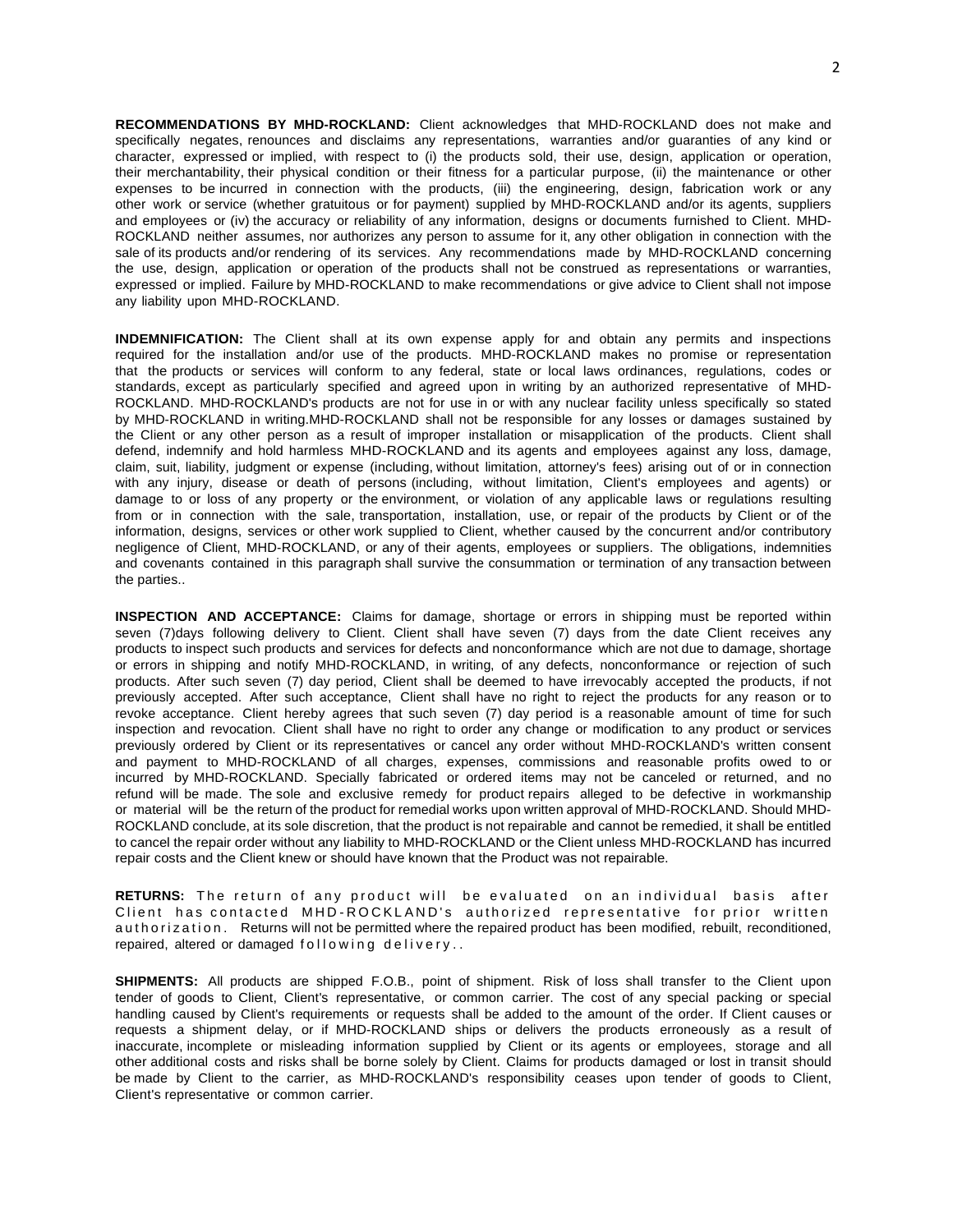**RECOMMENDATIONS BY MHD-ROCKLAND:** Client acknowledges that MHD-ROCKLAND does not make and specifically negates, renounces and disclaims any representations, warranties and/or guaranties of any kind or character, expressed or implied, with respect to (i) the products sold, their use, design, application or operation, their merchantability, their physical condition or their fitness for a particular purpose, (ii) the maintenance or other expenses to be incurred in connection with the products, (iii) the engineering, design, fabrication work or any other work or service (whether gratuitous or for payment) supplied by MHD-ROCKLAND and/or its agents, suppliers and employees or (iv) the accuracy or reliability of any information, designs or documents furnished to Client. MHD-ROCKLAND neither assumes, nor authorizes any person to assume for it, any other obligation in connection with the sale of its products and/or rendering of its services. Any recommendations made by MHD-ROCKLAND concerning the use, design, application or operation of the products shall not be construed as representations or warranties, expressed or implied. Failure by MHD-ROCKLAND to make recommendations or give advice to Client shall not impose any liability upon MHD-ROCKLAND.

**INDEMNIFICATION:** The Client shall at its own expense apply for and obtain any permits and inspections required for the installation and/or use of the products. MHD-ROCKLAND makes no promise or representation that the products or services will conform to any federal, state or local laws ordinances, regulations, codes or standards, except as particularly specified and agreed upon in writing by an authorized representative of MHD-ROCKLAND. MHD-ROCKLAND's products are not for use in or with any nuclear facility unless specifically so stated by MHD-ROCKLAND in writing.MHD-ROCKLAND shall not be responsible for any losses or damages sustained by the Client or any other person as a result of improper installation or misapplication of the products. Client shall defend, indemnify and hold harmless MHD-ROCKLAND and its agents and employees against any loss, damage, claim, suit, liability, judgment or expense (including, without limitation, attorney's fees) arising out of or in connection with any injury, disease or death of persons (including, without limitation, Client's employees and agents) or damage to or loss of any property or the environment, or violation of any applicable laws or regulations resulting from or in connection with the sale, transportation, installation, use, or repair of the products by Client or of the information, designs, services or other work supplied to Client, whether caused by the concurrent and/or contributory negligence of Client, MHD-ROCKLAND, or any of their agents, employees or suppliers. The obligations, indemnities and covenants contained in this paragraph shall survive the consummation or termination of any transaction between the parties..

**INSPECTION AND ACCEPTANCE:** Claims for damage, shortage or errors in shipping must be reported within seven (7)days following delivery to Client. Client shall have seven (7) days from the date Client receives any products to inspect such products and services for defects and nonconformance which are not due to damage, shortage or errors in shipping and notify MHD-ROCKLAND, in writing, of any defects, nonconformance or rejection of such products. After such seven (7) day period, Client shall be deemed to have irrevocably accepted the products, if not previously accepted. After such acceptance, Client shall have no right to reject the products for any reason or to revoke acceptance. Client hereby agrees that such seven (7) day period is a reasonable amount of time for such inspection and revocation. Client shall have no right to order any change or modification to any product or services previously ordered by Client or its representatives or cancel any order without MHD-ROCKLAND's written consent and payment to MHD-ROCKLAND of all charges, expenses, commissions and reasonable profits owed to or incurred by MHD-ROCKLAND. Specially fabricated or ordered items may not be canceled or returned, and no refund will be made. The sole and exclusive remedy for product repairs alleged to be defective in workmanship or material will be the return of the product for remedial works upon written approval of MHD-ROCKLAND. Should MHD-ROCKLAND conclude, at its sole discretion, that the product is not repairable and cannot be remedied, it shall be entitled to cancel the repair order without any liability to MHD-ROCKLAND or the Client unless MHD-ROCKLAND has incurred repair costs and the Client knew or should have known that the Product was not repairable.

**RETURNS:** The return of any product will be evaluated on an individual basis after Client has contacted MHD-ROCKLAND's authorized representative for prior written authorization. Returns will not be permitted where the repaired product has been modified, rebuilt, reconditioned, repaired, altered or damaged following delivery..

**SHIPMENTS:** All products are shipped F.O.B., point of shipment. Risk of loss shall transfer to the Client upon tender of goods to Client, Client's representative, or common carrier. The cost of any special packing or special handling caused by Client's requirements or requests shall be added to the amount of the order. If Client causes or requests a shipment delay, or if MHD-ROCKLAND ships or delivers the products erroneously as a result of inaccurate, incomplete or misleading information supplied by Client or its agents or employees, storage and all other additional costs and risks shall be borne solely by Client. Claims for products damaged or lost in transit should be made by Client to the carrier, as MHD-ROCKLAND's responsibility ceases upon tender of goods to Client, Client's representative or common carrier.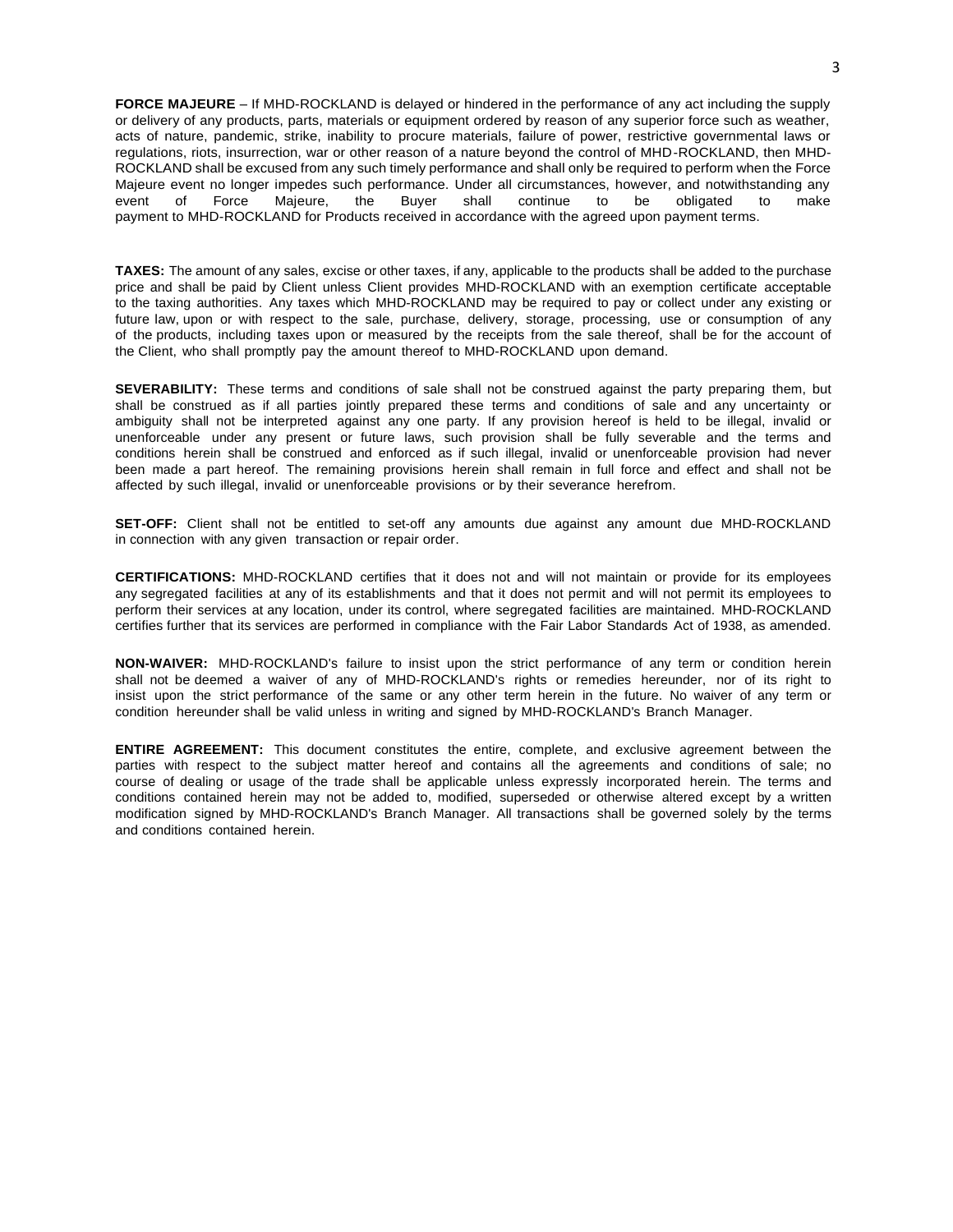**FORCE MAJEURE** – If MHD-ROCKLAND is delayed or hindered in the performance of any act including the supply or delivery of any products, parts, materials or equipment ordered by reason of any superior force such as weather, acts of nature, pandemic, strike, inability to procure materials, failure of power, restrictive governmental laws or regulations, riots, insurrection, war or other reason of a nature beyond the control of MHD-ROCKLAND, then MHD-ROCKLAND shall be excused from any such timely performance and shall only be required to perform when the Force Majeure event no longer impedes such performance. Under all circumstances, however, and notwithstanding any event of Force Majeure, the Buyer shall continue to be obligated to make payment to MHD-ROCKLAND for Products received in accordance with the agreed upon payment terms.

**TAXES:** The amount of any sales, excise or other taxes, if any, applicable to the products shall be added to the purchase price and shall be paid by Client unless Client provides MHD-ROCKLAND with an exemption certificate acceptable to the taxing authorities. Any taxes which MHD-ROCKLAND may be required to pay or collect under any existing or future law, upon or with respect to the sale, purchase, delivery, storage, processing, use or consumption of any of the products, including taxes upon or measured by the receipts from the sale thereof, shall be for the account of the Client, who shall promptly pay the amount thereof to MHD-ROCKLAND upon demand.

**SEVERABILITY:** These terms and conditions of sale shall not be construed against the party preparing them, but shall be construed as if all parties jointly prepared these terms and conditions of sale and any uncertainty or ambiguity shall not be interpreted against any one party. If any provision hereof is held to be illegal, invalid or unenforceable under any present or future laws, such provision shall be fully severable and the terms and conditions herein shall be construed and enforced as if such illegal, invalid or unenforceable provision had never been made a part hereof. The remaining provisions herein shall remain in full force and effect and shall not be affected by such illegal, invalid or unenforceable provisions or by their severance herefrom.

**SET-OFF:** Client shall not be entitled to set-off any amounts due against any amount due MHD-ROCKLAND in connection with any given transaction or repair order.

**CERTIFICATIONS:** MHD-ROCKLAND certifies that it does not and will not maintain or provide for its employees any segregated facilities at any of its establishments and that it does not permit and will not permit its employees to perform their services at any location, under its control, where segregated facilities are maintained. MHD-ROCKLAND certifies further that its services are performed in compliance with the Fair Labor Standards Act of 1938, as amended.

**NON-WAIVER:** MHD-ROCKLAND's failure to insist upon the strict performance of any term or condition herein shall not be deemed a waiver of any of MHD-ROCKLAND's rights or remedies hereunder, nor of its right to insist upon the strict performance of the same or any other term herein in the future. No waiver of any term or condition hereunder shall be valid unless in writing and signed by MHD-ROCKLAND's Branch Manager.

**ENTIRE AGREEMENT:** This document constitutes the entire, complete, and exclusive agreement between the parties with respect to the subject matter hereof and contains all the agreements and conditions of sale; no course of dealing or usage of the trade shall be applicable unless expressly incorporated herein. The terms and conditions contained herein may not be added to, modified, superseded or otherwise altered except by a written modification signed by MHD-ROCKLAND's Branch Manager. All transactions shall be governed solely by the terms and conditions contained herein.